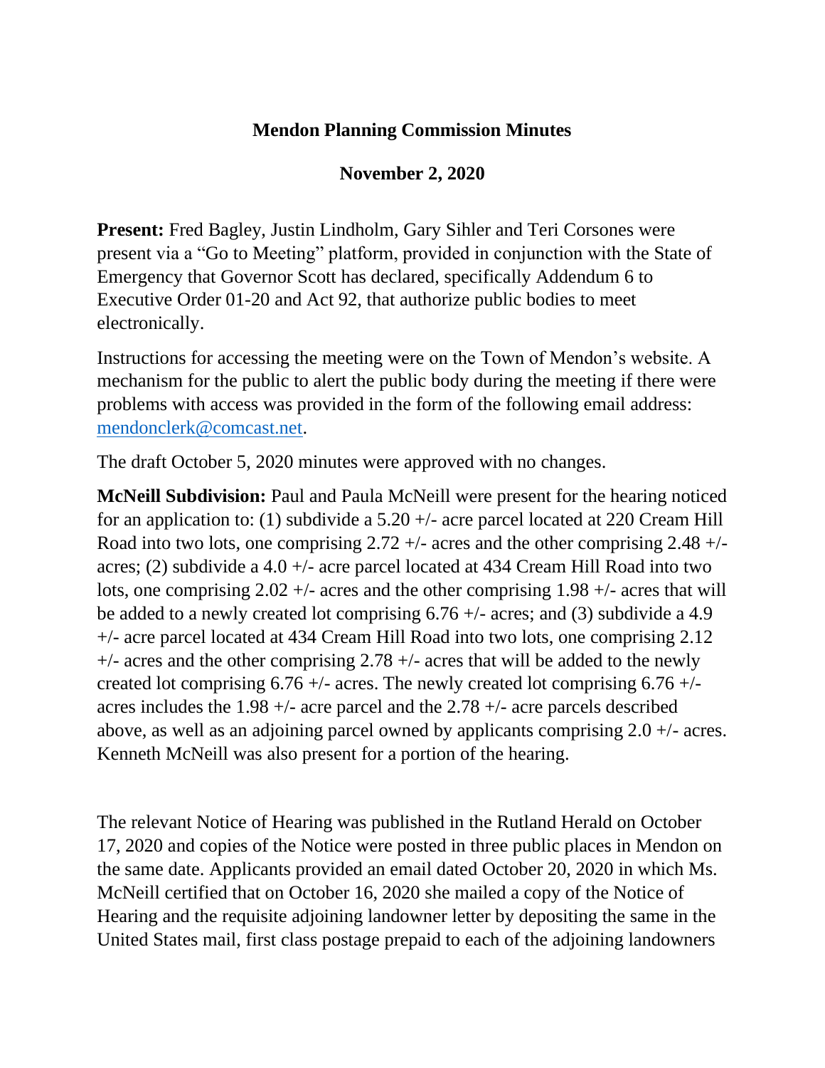# Mendon Planning Commission Minutes

## November 2, 2020

**Present:** Fred Bagley, Justin Lindholm, Gary Sihler and Teri Corsones were present via a "Go to Meeting" platform, provided in conjunction with the State of Emergency that Governor Scott has declared, specifically Addendum 6 to Executive Order 01-20 and Act 92, that authorize public bodies to meet electronically.

Instructions for accessing the meeting were on the Town of Mendon's website. A mechanism for the public to alert the public body during the meeting if there were problems with access was provided in the form of the following email address: mendonclerk@comcast.net.

The draft October 5, 2020 minutes were approved with no changes.

**McNeill Subdivision:** Paul and Paula McNeill were present for the hearing noticed for an application to: (1) subdivide a 5.20 +/- acre parcel located at 220 Cream Hill Road into two lots, one comprising 2.72 +/- acres and the other comprising 2.48 +/- acres; (2) subdivide a 4.0 +/- acre parcel located at 434 Cream Hill Road into two lots, one comprising 2.02 +/- acres and the other comprising 1.98 +/- acres that will be added to a newly created lot comprising 6.76 +/- acres; and (3) subdivide a 4.9 +/- acre parcel located at 434 Cream Hill Road into two lots, one comprising 2.12 +/- acres and the other comprising 2.78 +/- acres that will be added to the newly created lot comprising 6.76 +/- acres. The newly created lot comprising 6.76 +/- acres includes the 1.98 +/- acre parcel and the 2.78 +/- acre parcels described above, as well as an adjoining parcel owned by applicants comprising 2.0 +/- acres. Kenneth McNeill was also present for a portion of the hearing.

The relevant Notice of Hearing was published in the Rutland Herald on October 17, 2020 and copies of the Notice were posted in three public places in Mendon on the same date. Applicants provided an email dated October 20, 2020 in which Ms. McNeill certified that on October 16, 2020 she mailed a copy of the Notice of Hearing and the requisite adjoining landowner letter by depositing the same in the United States mail, first class postage prepaid to each of the adjoining landowners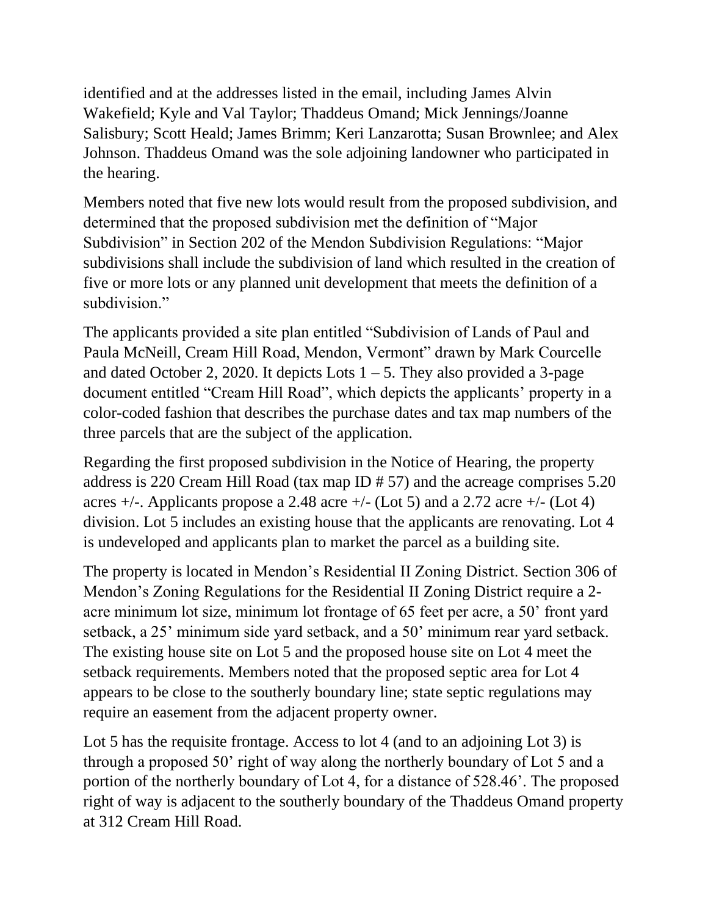identified and at the addresses listed in the email, including James Alvin Wakefield; Kyle and Val Taylor; Thaddeus Omand; Mick Jennings/Joanne Salisbury; Scott Heald; James Brimm; Keri Lanzarotta; Susan Brownlee; and Alex Johnson. Thaddeus Omand was the sole adjoining landowner who participated in the hearing.

Members noted that five new lots would result from the proposed subdivision, and determined that the proposed subdivision met the definition of "Major Subdivision" in Section 202 of the Mendon Subdivision Regulations: "Major subdivisions shall include the subdivision of land which resulted in the creation of five or more lots or any planned unit development that meets the definition of a subdivision."

The applicants provided a site plan entitled "Subdivision of Lands of Paul and Paula McNeill, Cream Hill Road, Mendon, Vermont" drawn by Mark Courcelle and dated October 2, 2020. It depicts Lots 1 – 5. They also provided a 3-page document entitled "Cream Hill Road", which depicts the applicants' property in a color-coded fashion that describes the purchase dates and tax map numbers of the three parcels that are the subject of the application.

Regarding the first proposed subdivision in the Notice of Hearing, the property address is 220 Cream Hill Road (tax map ID # 57) and the acreage comprises 5.20 acres +/-. Applicants propose a 2.48 acre +/- (Lot 5) and a 2.72 acre +/- (Lot 4) division. Lot 5 includes an existing house that the applicants are renovating. Lot 4 is undeveloped and applicants plan to market the parcel as a building site.

The property is located in Mendon's Residential II Zoning District. Section 306 of Mendon's Zoning Regulations for the Residential II Zoning District require a 2-acre minimum lot size, minimum lot frontage of 65 feet per acre, a 50' front yard setback, a 25' minimum side yard setback, and a 50' minimum rear yard setback. The existing house site on Lot 5 and the proposed house site on Lot 4 meet the setback requirements. Members noted that the proposed septic area for Lot 4 appears to be close to the southerly boundary line; state septic regulations may require an easement from the adjacent property owner.

Lot 5 has the requisite frontage. Access to lot 4 (and to an adjoining Lot 3) is through a proposed 50' right of way along the northerly boundary of Lot 5 and a portion of the northerly boundary of Lot 4, for a distance of 528.46'. The proposed right of way is adjacent to the southerly boundary of the Thaddeus Omand property at 312 Cream Hill Road.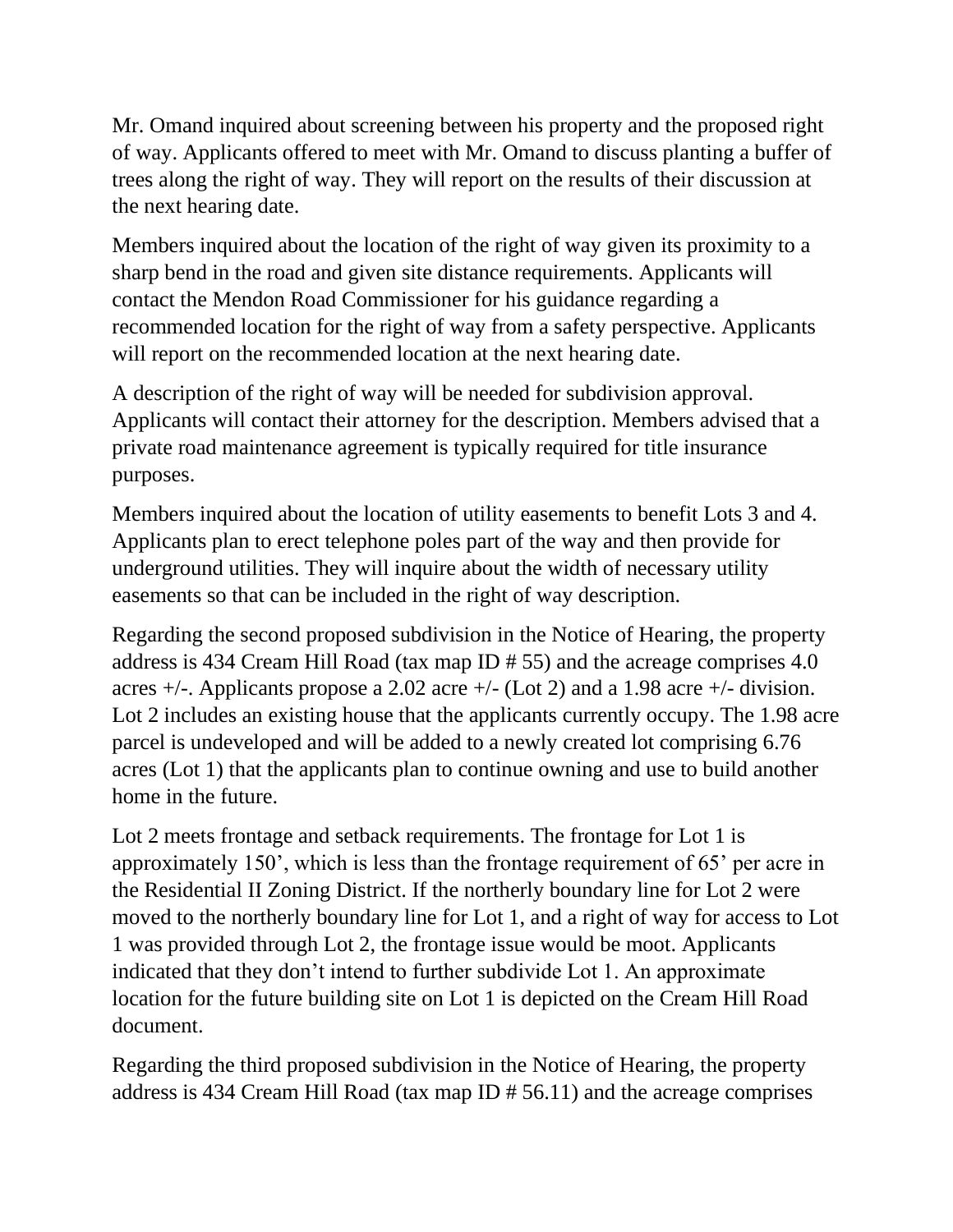Mr. Omand inquired about screening between his property and the proposed right of way. Applicants offered to meet with Mr. Omand to discuss planting a buffer of trees along the right of way. They will report on the results of their discussion at the next hearing date.

Members inquired about the location of the right of way given its proximity to a sharp bend in the road and given site distance requirements. Applicants will contact the Mendon Road Commissioner for his guidance regarding a recommended location for the right of way from a safety perspective. Applicants will report on the recommended location at the next hearing date.

A description of the right of way will be needed for subdivision approval. Applicants will contact their attorney for the description. Members advised that a private road maintenance agreement is typically required for title insurance purposes.

Members inquired about the location of utility easements to benefit Lots 3 and 4. Applicants plan to erect telephone poles part of the way and then provide for underground utilities. They will inquire about the width of necessary utility easements so that can be included in the right of way description.

Regarding the second proposed subdivision in the Notice of Hearing, the property address is 434 Cream Hill Road (tax map ID # 55) and the acreage comprises 4.0 acres +/-. Applicants propose a 2.02 acre +/- (Lot 2) and a 1.98 acre +/- division. Lot 2 includes an existing house that the applicants currently occupy. The 1.98 acre parcel is undeveloped and will be added to a newly created lot comprising 6.76 acres (Lot 1) that the applicants plan to continue owning and use to build another home in the future.

Lot 2 meets frontage and setback requirements. The frontage for Lot 1 is approximately 150', which is less than the frontage requirement of 65' per acre in the Residential II Zoning District. If the northerly boundary line for Lot 2 were moved to the northerly boundary line for Lot 1, and a right of way for access to Lot 1 was provided through Lot 2, the frontage issue would be moot. Applicants indicated that they don't intend to further subdivide Lot 1. An approximate location for the future building site on Lot 1 is depicted on the Cream Hill Road document.

Regarding the third proposed subdivision in the Notice of Hearing, the property address is 434 Cream Hill Road (tax map ID # 56.11) and the acreage comprises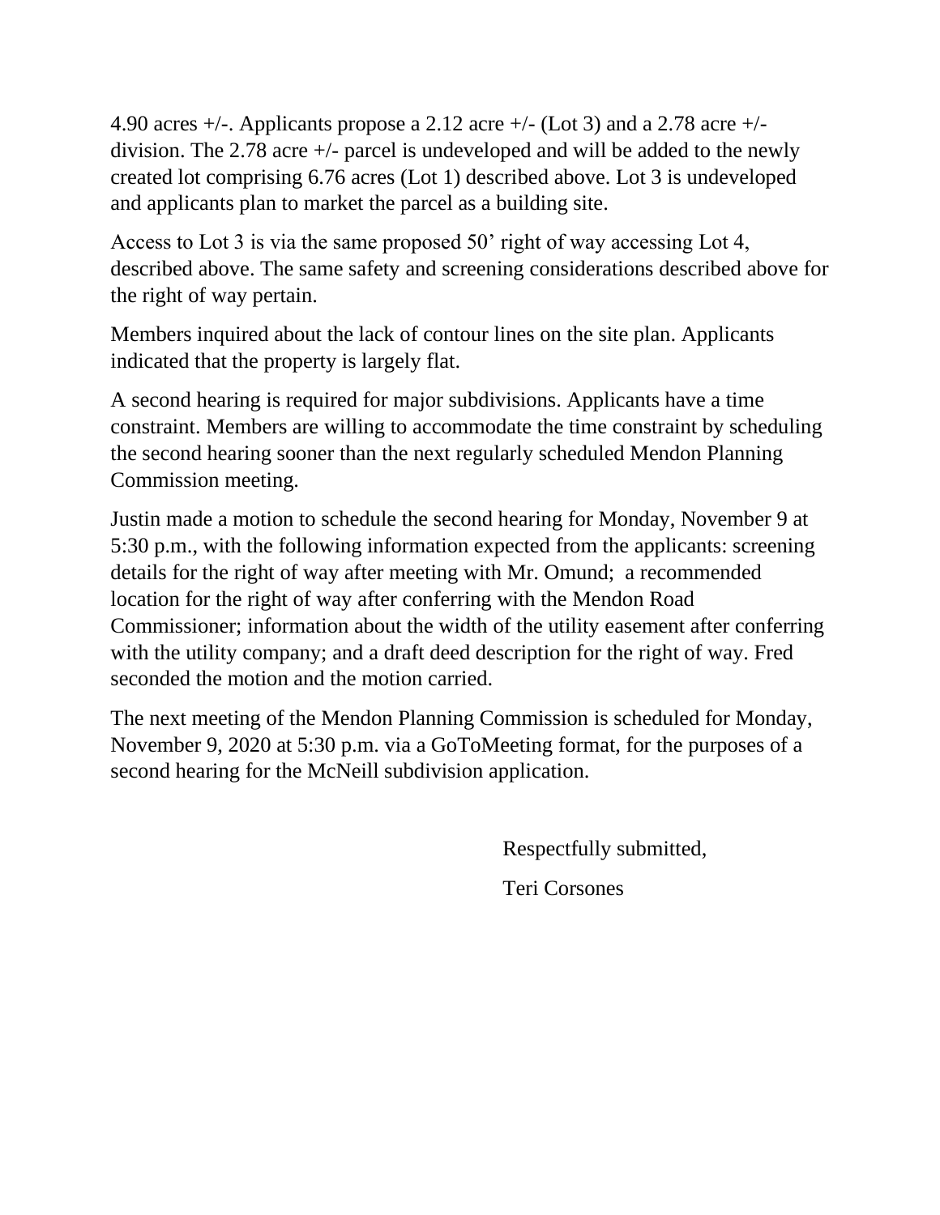4.90 acres +/-. Applicants propose a 2.12 acre +/- (Lot 3) and a 2.78 acre +/- division. The 2.78 acre +/- parcel is undeveloped and will be added to the newly created lot comprising 6.76 acres (Lot 1) described above. Lot 3 is undeveloped and applicants plan to market the parcel as a building site.

Access to Lot 3 is via the same proposed 50' right of way accessing Lot 4, described above. The same safety and screening considerations described above for the right of way pertain.

Members inquired about the lack of contour lines on the site plan. Applicants indicated that the property is largely flat.

A second hearing is required for major subdivisions. Applicants have a time constraint. Members are willing to accommodate the time constraint by scheduling the second hearing sooner than the next regularly scheduled Mendon Planning Commission meeting.

Justin made a motion to schedule the second hearing for Monday, November 9 at 5:30 p.m., with the following information expected from the applicants: screening details for the right of way after meeting with Mr. Omund; a recommended location for the right of way after conferring with the Mendon Road Commissioner; information about the width of the utility easement after conferring with the utility company; and a draft deed description for the right of way. Fred seconded the motion and the motion carried.

The next meeting of the Mendon Planning Commission is scheduled for Monday, November 9, 2020 at 5:30 p.m. via a GoToMeeting format, for the purposes of a second hearing for the McNeill subdivision application.

Respectfully submitted,

Teri Corsones